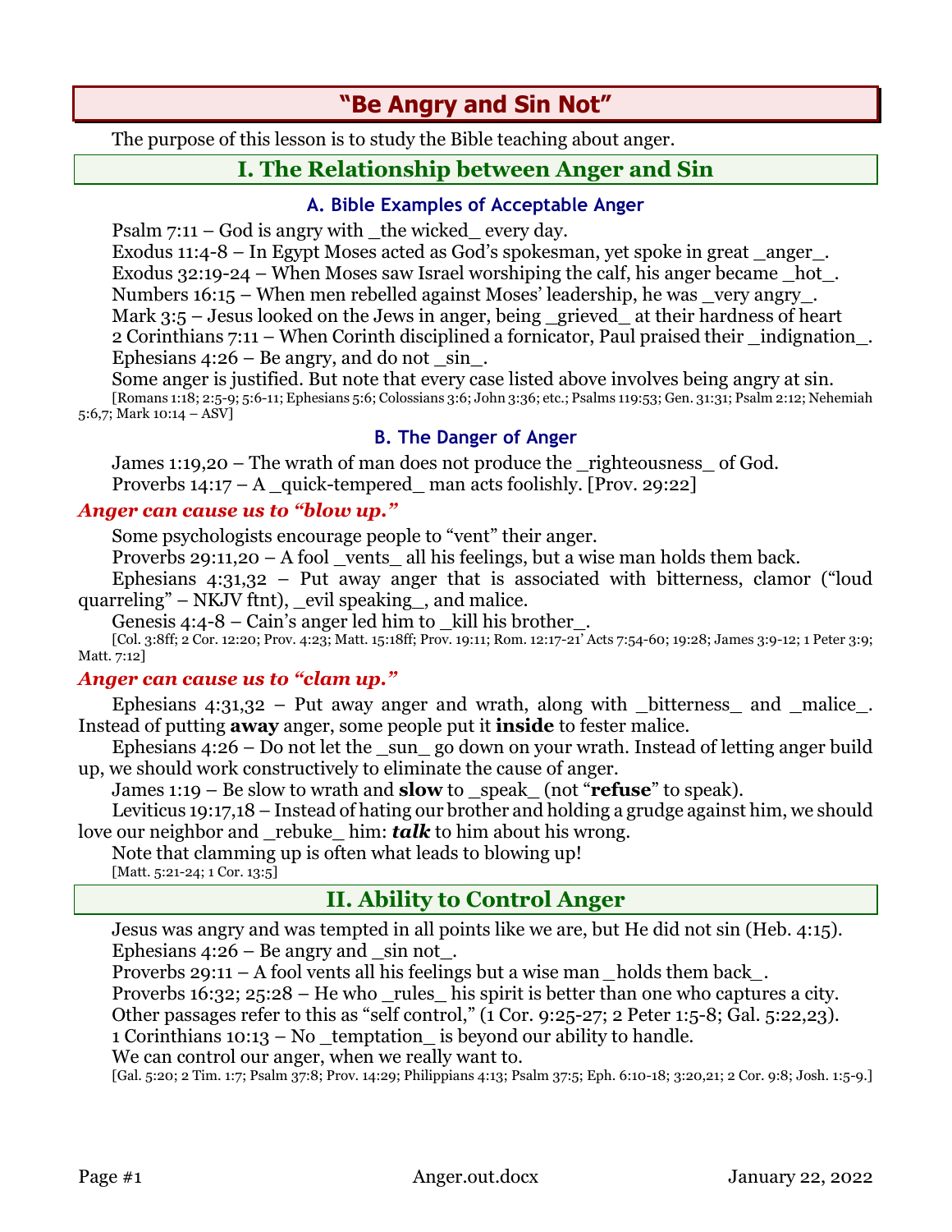# "Be Angry and Sin Not"

The purpose of this lesson is to study the Bible teaching about anger.

## I. The Relationship between Anger and Sin

### A. Bible Examples of Acceptable Anger

Psalm 7:11 – God is angry with _the wicked_ every day.
Exodus 11:4-8 – In Egypt Moses acted as God's spokesman, yet spoke in great _anger_.
Exodus 32:19-24 – When Moses saw Israel worshiping the calf, his anger became _hot_.
Numbers 16:15 – When men rebelled against Moses' leadership, he was _very angry_.
Mark 3:5 – Jesus looked on the Jews in anger, being _grieved_ at their hardness of heart
2 Corinthians 7:11 – When Corinth disciplined a fornicator, Paul praised their _indignation_.
Ephesians 4:26 – Be angry, and do not _sin_.
Some anger is justified. But note that every case listed above involves being angry at sin.
[Romans 1:18; 2:5-9; 5:6-11; Ephesians 5:6; Colossians 3:6; John 3:36; etc.; Psalms 119:53; Gen. 31:31; Psalm 2:12; Nehemiah 5:6,7; Mark 10:14 – ASV]

### B. The Danger of Anger

James 1:19,20 – The wrath of man does not produce the _righteousness_ of God.
Proverbs 14:17 – A _quick-tempered_ man acts foolishly. [Prov. 29:22]

***Anger can cause us to "blow up."***

Some psychologists encourage people to "vent" their anger.
Proverbs 29:11,20 – A fool _vents_ all his feelings, but a wise man holds them back.
Ephesians 4:31,32 – Put away anger that is associated with bitterness, clamor ("loud quarreling" – NKJV ftnt), _evil speaking_, and malice.
Genesis 4:4-8 – Cain's anger led him to _kill his brother_.
[Col. 3:8ff; 2 Cor. 12:20; Prov. 4:23; Matt. 15:18ff; Prov. 19:11; Rom. 12:17-21' Acts 7:54-60; 19:28; James 3:9-12; 1 Peter 3:9; Matt. 7:12]

***Anger can cause us to "clam up."***

Ephesians 4:31,32 – Put away anger and wrath, along with _bitterness_ and _malice_. Instead of putting **away** anger, some people put it **inside** to fester malice.
Ephesians 4:26 – Do not let the _sun_ go down on your wrath. Instead of letting anger build up, we should work constructively to eliminate the cause of anger.
James 1:19 – Be slow to wrath and **slow** to _speak_ (not "**refuse**" to speak).
Leviticus 19:17,18 – Instead of hating our brother and holding a grudge against him, we should love our neighbor and _rebuke_ him: ***talk*** to him about his wrong.
Note that clamming up is often what leads to blowing up!
[Matt. 5:21-24; 1 Cor. 13:5]

## II. Ability to Control Anger

Jesus was angry and was tempted in all points like we are, but He did not sin (Heb. 4:15).
Ephesians 4:26 – Be angry and _sin not_.
Proverbs 29:11 – A fool vents all his feelings but a wise man _holds them back_.
Proverbs 16:32; 25:28 – He who _rules_ his spirit is better than one who captures a city.
Other passages refer to this as "self control," (1 Cor. 9:25-27; 2 Peter 1:5-8; Gal. 5:22,23).
1 Corinthians 10:13 – No _temptation_ is beyond our ability to handle.
We can control our anger, when we really want to.
[Gal. 5:20; 2 Tim. 1:7; Psalm 37:8; Prov. 14:29; Philippians 4:13; Psalm 37:5; Eph. 6:10-18; 3:20,21; 2 Cor. 9:8; Josh. 1:5-9.]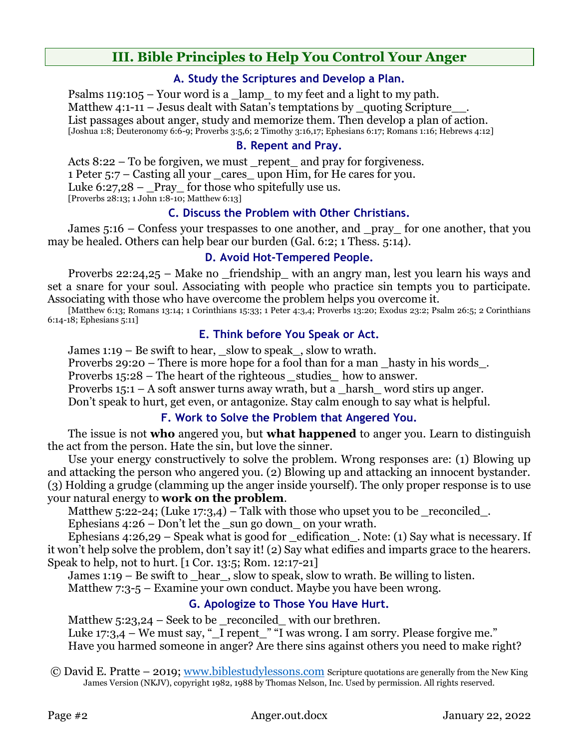## III. Bible Principles to Help You Control Your Anger

### A. Study the Scriptures and Develop a Plan.

Psalms 119:105 – Your word is a _lamp_ to my feet and a light to my path.
Matthew 4:1-11 – Jesus dealt with Satan's temptations by _quoting Scripture__.
List passages about anger, study and memorize them. Then develop a plan of action.
[Joshua 1:8; Deuteronomy 6:6-9; Proverbs 3:5,6; 2 Timothy 3:16,17; Ephesians 6:17; Romans 1:16; Hebrews 4:12]

### B. Repent and Pray.

Acts 8:22 – To be forgiven, we must _repent_ and pray for forgiveness.
1 Peter 5:7 – Casting all your _cares_ upon Him, for He cares for you.
Luke 6:27,28 – _Pray_ for those who spitefully use us.
[Proverbs 28:13; 1 John 1:8-10; Matthew 6:13]

### C. Discuss the Problem with Other Christians.

James 5:16 – Confess your trespasses to one another, and _pray_ for one another, that you may be healed. Others can help bear our burden (Gal. 6:2; 1 Thess. 5:14).

### D. Avoid Hot-Tempered People.

Proverbs 22:24,25 – Make no _friendship_ with an angry man, lest you learn his ways and set a snare for your soul. Associating with people who practice sin tempts you to participate. Associating with those who have overcome the problem helps you overcome it.

[Matthew 6:13; Romans 13:14; 1 Corinthians 15:33; 1 Peter 4:3,4; Proverbs 13:20; Exodus 23:2; Psalm 26:5; 2 Corinthians 6:14-18; Ephesians 5:11]

### E. Think before You Speak or Act.

James 1:19 – Be swift to hear, _slow to speak_, slow to wrath.
Proverbs 29:20 – There is more hope for a fool than for a man _hasty in his words_.
Proverbs 15:28 – The heart of the righteous _studies_ how to answer.
Proverbs 15:1 – A soft answer turns away wrath, but a _harsh_ word stirs up anger.
Don't speak to hurt, get even, or antagonize. Stay calm enough to say what is helpful.

### F. Work to Solve the Problem that Angered You.

The issue is not **who** angered you, but **what happened** to anger you. Learn to distinguish the act from the person. Hate the sin, but love the sinner.

Use your energy constructively to solve the problem. Wrong responses are: (1) Blowing up and attacking the person who angered you. (2) Blowing up and attacking an innocent bystander. (3) Holding a grudge (clamming up the anger inside yourself). The only proper response is to use your natural energy to **work on the problem**.

Matthew 5:22-24; (Luke 17:3,4) – Talk with those who upset you to be _reconciled_.

Ephesians 4:26 – Don't let the _sun go down_ on your wrath.

Ephesians 4:26,29 – Speak what is good for _edification_. Note: (1) Say what is necessary. If it won't help solve the problem, don't say it! (2) Say what edifies and imparts grace to the hearers. Speak to help, not to hurt. [1 Cor. 13:5; Rom. 12:17-21]

James 1:19 – Be swift to _hear_, slow to speak, slow to wrath. Be willing to listen.

Matthew 7:3-5 – Examine your own conduct. Maybe you have been wrong.

### G. Apologize to Those You Have Hurt.

Matthew 5:23,24 – Seek to be _reconciled_ with our brethren.
Luke 17:3,4 – We must say, "_I repent_" "I was wrong. I am sorry. Please forgive me."
Have you harmed someone in anger? Are there sins against others you need to make right?

© David E. Pratte – 2019; www.biblestudylessons.com Scripture quotations are generally from the New King James Version (NKJV), copyright 1982, 1988 by Thomas Nelson, Inc. Used by permission. All rights reserved.